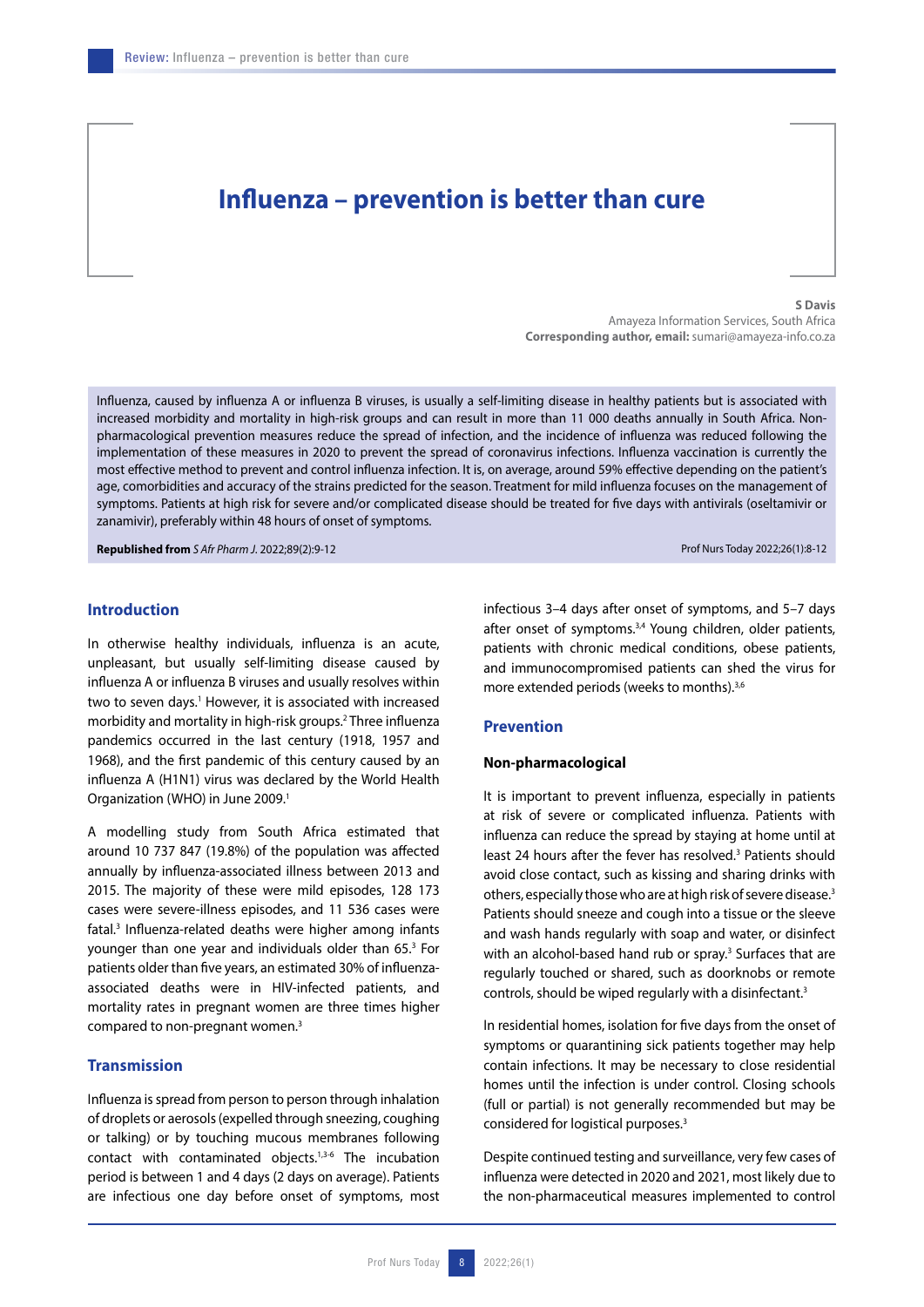# Influenza – prevention is better than cure

**S Davis**
Amayeza Information Services, South Africa
**Corresponding author, email:** sumari@amayeza-info.co.za

Influenza, caused by influenza A or influenza B viruses, is usually a self-limiting disease in healthy patients but is associated with increased morbidity and mortality in high-risk groups and can result in more than 11 000 deaths annually in South Africa. Non-pharmacological prevention measures reduce the spread of infection, and the incidence of influenza was reduced following the implementation of these measures in 2020 to prevent the spread of coronavirus infections. Influenza vaccination is currently the most effective method to prevent and control influenza infection. It is, on average, around 59% effective depending on the patient's age, comorbidities and accuracy of the strains predicted for the season. Treatment for mild influenza focuses on the management of symptoms. Patients at high risk for severe and/or complicated disease should be treated for five days with antivirals (oseltamivir or zanamivir), preferably within 48 hours of onset of symptoms.

**Republished from** *S Afr Pharm J.* 2022;89(2):9-12

## Introduction

In otherwise healthy individuals, influenza is an acute, unpleasant, but usually self-limiting disease caused by influenza A or influenza B viruses and usually resolves within two to seven days.[1] However, it is associated with increased morbidity and mortality in high-risk groups.[2] Three influenza pandemics occurred in the last century (1918, 1957 and 1968), and the first pandemic of this century caused by an influenza A (H1N1) virus was declared by the World Health Organization (WHO) in June 2009.[1]

A modelling study from South Africa estimated that around 10 737 847 (19.8%) of the population was affected annually by influenza-associated illness between 2013 and 2015. The majority of these were mild episodes, 128 173 cases were severe-illness episodes, and 11 536 cases were fatal.[3] Influenza-related deaths were higher among infants younger than one year and individuals older than 65.[3] For patients older than five years, an estimated 30% of influenza-associated deaths were in HIV-infected patients, and mortality rates in pregnant women are three times higher compared to non-pregnant women.[3]

## Transmission

Influenza is spread from person to person through inhalation of droplets or aerosols (expelled through sneezing, coughing or talking) or by touching mucous membranes following contact with contaminated objects.[1,3-6] The incubation period is between 1 and 4 days (2 days on average). Patients are infectious one day before onset of symptoms, most infectious 3–4 days after onset of symptoms, and 5–7 days after onset of symptoms.[3,4] Young children, older patients, patients with chronic medical conditions, obese patients, and immunocompromised patients can shed the virus for more extended periods (weeks to months).[3,6]

## Prevention

### Non-pharmacological

It is important to prevent influenza, especially in patients at risk of severe or complicated influenza. Patients with influenza can reduce the spread by staying at home until at least 24 hours after the fever has resolved.[3] Patients should avoid close contact, such as kissing and sharing drinks with others, especially those who are at high risk of severe disease.[3] Patients should sneeze and cough into a tissue or the sleeve and wash hands regularly with soap and water, or disinfect with an alcohol-based hand rub or spray.[3] Surfaces that are regularly touched or shared, such as doorknobs or remote controls, should be wiped regularly with a disinfectant.[3]

In residential homes, isolation for five days from the onset of symptoms or quarantining sick patients together may help contain infections. It may be necessary to close residential homes until the infection is under control. Closing schools (full or partial) is not generally recommended but may be considered for logistical purposes.[3]

Despite continued testing and surveillance, very few cases of influenza were detected in 2020 and 2021, most likely due to the non-pharmaceutical measures implemented to control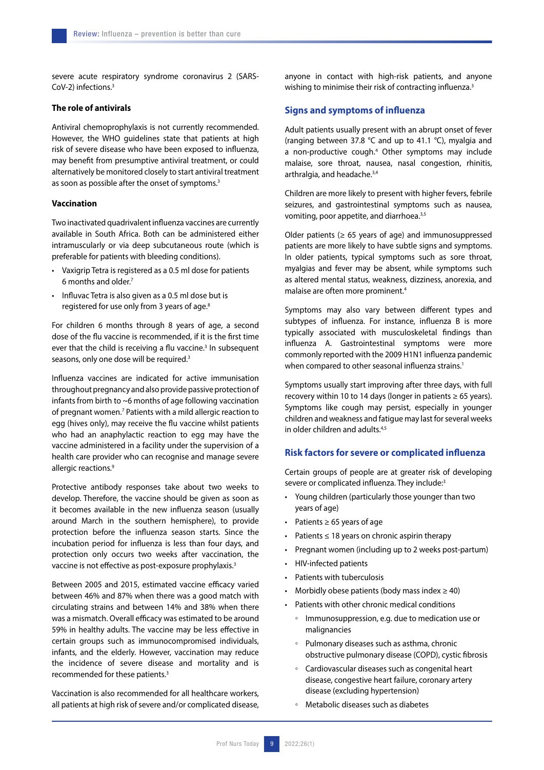severe acute respiratory syndrome coronavirus 2 (SARS-CoV-2) infections.[3]

### The role of antivirals

Antiviral chemoprophylaxis is not currently recommended. However, the WHO guidelines state that patients at high risk of severe disease who have been exposed to influenza, may benefit from presumptive antiviral treatment, or could alternatively be monitored closely to start antiviral treatment as soon as possible after the onset of symptoms.[3]

### Vaccination

Two inactivated quadrivalent influenza vaccines are currently available in South Africa. Both can be administered either intramuscularly or via deep subcutaneous route (which is preferable for patients with bleeding conditions).

- Vaxigrip Tetra is registered as a 0.5 ml dose for patients 6 months and older.[7]
- Influvac Tetra is also given as a 0.5 ml dose but is registered for use only from 3 years of age.[8]

For children 6 months through 8 years of age, a second dose of the flu vaccine is recommended, if it is the first time ever that the child is receiving a flu vaccine.[3] In subsequent seasons, only one dose will be required.[3]

Influenza vaccines are indicated for active immunisation throughout pregnancy and also provide passive protection of infants from birth to ~6 months of age following vaccination of pregnant women.[7] Patients with a mild allergic reaction to egg (hives only), may receive the flu vaccine whilst patients who had an anaphylactic reaction to egg may have the vaccine administered in a facility under the supervision of a health care provider who can recognise and manage severe allergic reactions.[9]

Protective antibody responses take about two weeks to develop. Therefore, the vaccine should be given as soon as it becomes available in the new influenza season (usually around March in the southern hemisphere), to provide protection before the influenza season starts. Since the incubation period for influenza is less than four days, and protection only occurs two weeks after vaccination, the vaccine is not effective as post-exposure prophylaxis.[3]

Between 2005 and 2015, estimated vaccine efficacy varied between 46% and 87% when there was a good match with circulating strains and between 14% and 38% when there was a mismatch. Overall efficacy was estimated to be around 59% in healthy adults. The vaccine may be less effective in certain groups such as immunocompromised individuals, infants, and the elderly. However, vaccination may reduce the incidence of severe disease and mortality and is recommended for these patients.[3]

Vaccination is also recommended for all healthcare workers, all patients at high risk of severe and/or complicated disease, anyone in contact with high-risk patients, and anyone wishing to minimise their risk of contracting influenza.[3]

## Signs and symptoms of influenza

Adult patients usually present with an abrupt onset of fever (ranging between 37.8 °C and up to 41.1 °C), myalgia and a non-productive cough.[4] Other symptoms may include malaise, sore throat, nausea, nasal congestion, rhinitis, arthralgia, and headache.[3,4]

Children are more likely to present with higher fevers, febrile seizures, and gastrointestinal symptoms such as nausea, vomiting, poor appetite, and diarrhoea.[3,5]

Older patients (≥ 65 years of age) and immunosuppressed patients are more likely to have subtle signs and symptoms. In older patients, typical symptoms such as sore throat, myalgias and fever may be absent, while symptoms such as altered mental status, weakness, dizziness, anorexia, and malaise are often more prominent.[4]

Symptoms may also vary between different types and subtypes of influenza. For instance, influenza B is more typically associated with musculoskeletal findings than influenza A. Gastrointestinal symptoms were more commonly reported with the 2009 H1N1 influenza pandemic when compared to other seasonal influenza strains.[1]

Symptoms usually start improving after three days, with full recovery within 10 to 14 days (longer in patients ≥ 65 years). Symptoms like cough may persist, especially in younger children and weakness and fatigue may last for several weeks in older children and adults.[4,5]

## Risk factors for severe or complicated influenza

Certain groups of people are at greater risk of developing severe or complicated influenza. They include:[3]

- Young children (particularly those younger than two years of age)
- Patients ≥ 65 years of age
- Patients ≤ 18 years on chronic aspirin therapy
- Pregnant women (including up to 2 weeks post-partum)
- HIV-infected patients
- Patients with tuberculosis
- Morbidly obese patients (body mass index ≥ 40)
- Patients with other chronic medical conditions
  - Immunosuppression, e.g. due to medication use or malignancies
  - Pulmonary diseases such as asthma, chronic obstructive pulmonary disease (COPD), cystic fibrosis
  - Cardiovascular diseases such as congenital heart disease, congestive heart failure, coronary artery disease (excluding hypertension)
  - Metabolic diseases such as diabetes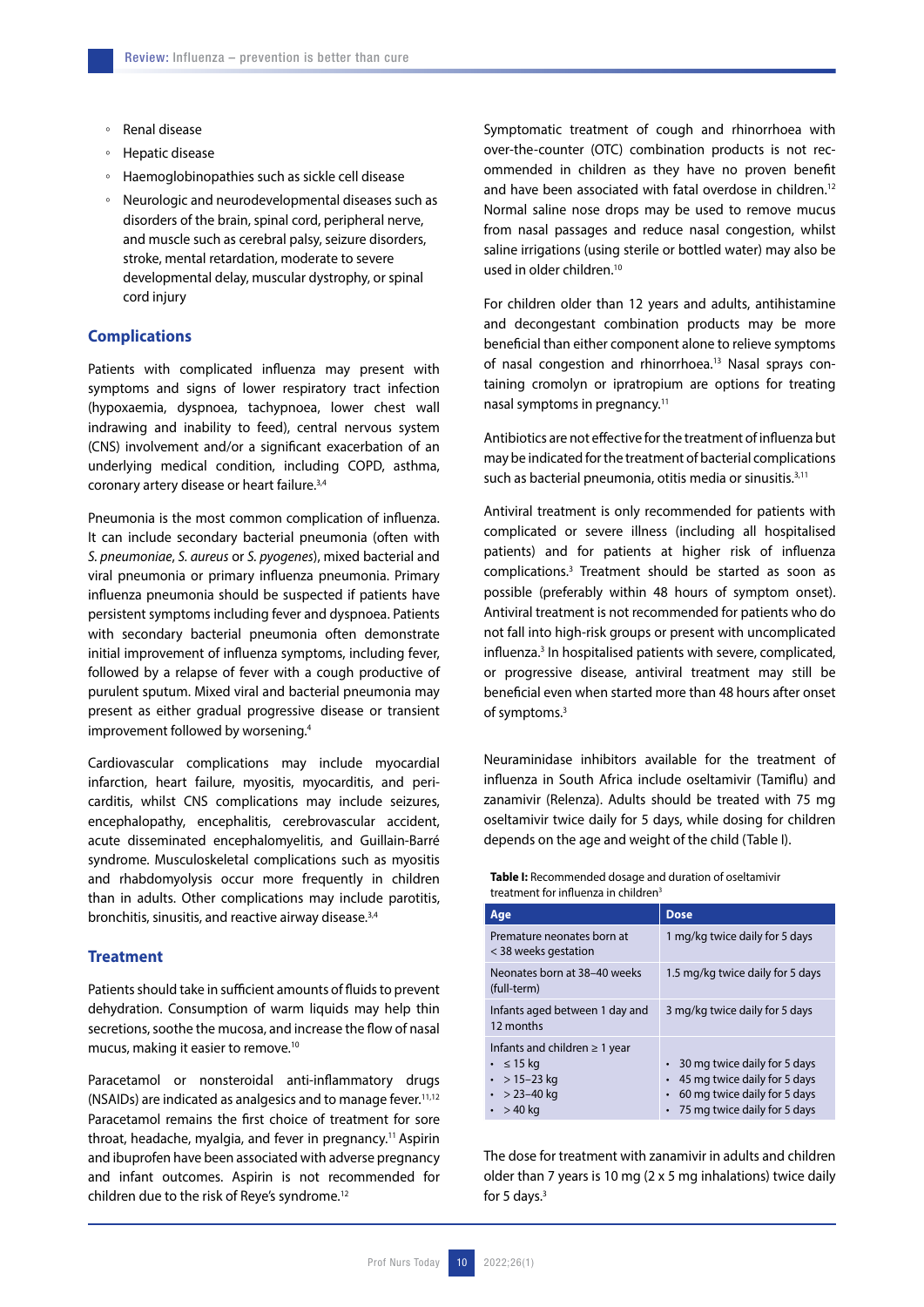- Renal disease
- Hepatic disease
- Haemoglobinopathies such as sickle cell disease
- Neurologic and neurodevelopmental diseases such as disorders of the brain, spinal cord, peripheral nerve, and muscle such as cerebral palsy, seizure disorders, stroke, mental retardation, moderate to severe developmental delay, muscular dystrophy, or spinal cord injury

## Complications

Patients with complicated influenza may present with symptoms and signs of lower respiratory tract infection (hypoxaemia, dyspnoea, tachypnoea, lower chest wall indrawing and inability to feed), central nervous system (CNS) involvement and/or a significant exacerbation of an underlying medical condition, including COPD, asthma, coronary artery disease or heart failure.[3,4]

Pneumonia is the most common complication of influenza. It can include secondary bacterial pneumonia (often with *S. pneumoniae*, *S. aureus* or *S. pyogenes*), mixed bacterial and viral pneumonia or primary influenza pneumonia. Primary influenza pneumonia should be suspected if patients have persistent symptoms including fever and dyspnoea. Patients with secondary bacterial pneumonia often demonstrate initial improvement of influenza symptoms, including fever, followed by a relapse of fever with a cough productive of purulent sputum. Mixed viral and bacterial pneumonia may present as either gradual progressive disease or transient improvement followed by worsening.[4]

Cardiovascular complications may include myocardial infarction, heart failure, myositis, myocarditis, and pericarditis, whilst CNS complications may include seizures, encephalopathy, encephalitis, cerebrovascular accident, acute disseminated encephalomyelitis, and Guillain-Barré syndrome. Musculoskeletal complications such as myositis and rhabdomyolysis occur more frequently in children than in adults. Other complications may include parotitis, bronchitis, sinusitis, and reactive airway disease.[3,4]

## Treatment

Patients should take in sufficient amounts of fluids to prevent dehydration. Consumption of warm liquids may help thin secretions, soothe the mucosa, and increase the flow of nasal mucus, making it easier to remove.[10]

Paracetamol or nonsteroidal anti-inflammatory drugs (NSAIDs) are indicated as analgesics and to manage fever.[11,12] Paracetamol remains the first choice of treatment for sore throat, headache, myalgia, and fever in pregnancy.[11] Aspirin and ibuprofen have been associated with adverse pregnancy and infant outcomes. Aspirin is not recommended for children due to the risk of Reye's syndrome.[12]

Symptomatic treatment of cough and rhinorrhoea with over-the-counter (OTC) combination products is not recommended in children as they have no proven benefit and have been associated with fatal overdose in children.[12] Normal saline nose drops may be used to remove mucus from nasal passages and reduce nasal congestion, whilst saline irrigations (using sterile or bottled water) may also be used in older children.[10]

For children older than 12 years and adults, antihistamine and decongestant combination products may be more beneficial than either component alone to relieve symptoms of nasal congestion and rhinorrhoea.[13] Nasal sprays containing cromolyn or ipratropium are options for treating nasal symptoms in pregnancy.[11]

Antibiotics are not effective for the treatment of influenza but may be indicated for the treatment of bacterial complications such as bacterial pneumonia, otitis media or sinusitis.[3,11]

Antiviral treatment is only recommended for patients with complicated or severe illness (including all hospitalised patients) and for patients at higher risk of influenza complications.[3] Treatment should be started as soon as possible (preferably within 48 hours of symptom onset). Antiviral treatment is not recommended for patients who do not fall into high-risk groups or present with uncomplicated influenza.[3] In hospitalised patients with severe, complicated, or progressive disease, antiviral treatment may still be beneficial even when started more than 48 hours after onset of symptoms.[3]

Neuraminidase inhibitors available for the treatment of influenza in South Africa include oseltamivir (Tamiflu) and zanamivir (Relenza). Adults should be treated with 75 mg oseltamivir twice daily for 5 days, while dosing for children depends on the age and weight of the child (Table I).

**Table I:** Recommended dosage and duration of oseltamivir treatment for influenza in children[3]

| Age | Dose |
|---|---|
| Premature neonates born at < 38 weeks gestation | 1 mg/kg twice daily for 5 days |
| Neonates born at 38–40 weeks (full-term) | 1.5 mg/kg twice daily for 5 days |
| Infants aged between 1 day and 12 months | 3 mg/kg twice daily for 5 days |
| Infants and children ≥ 1 year | |
| • ≤ 15 kg | • 30 mg twice daily for 5 days |
| • > 15–23 kg | • 45 mg twice daily for 5 days |
| • > 23–40 kg | • 60 mg twice daily for 5 days |
| • > 40 kg | • 75 mg twice daily for 5 days |

The dose for treatment with zanamivir in adults and children older than 7 years is 10 mg (2 x 5 mg inhalations) twice daily for 5 days.[3]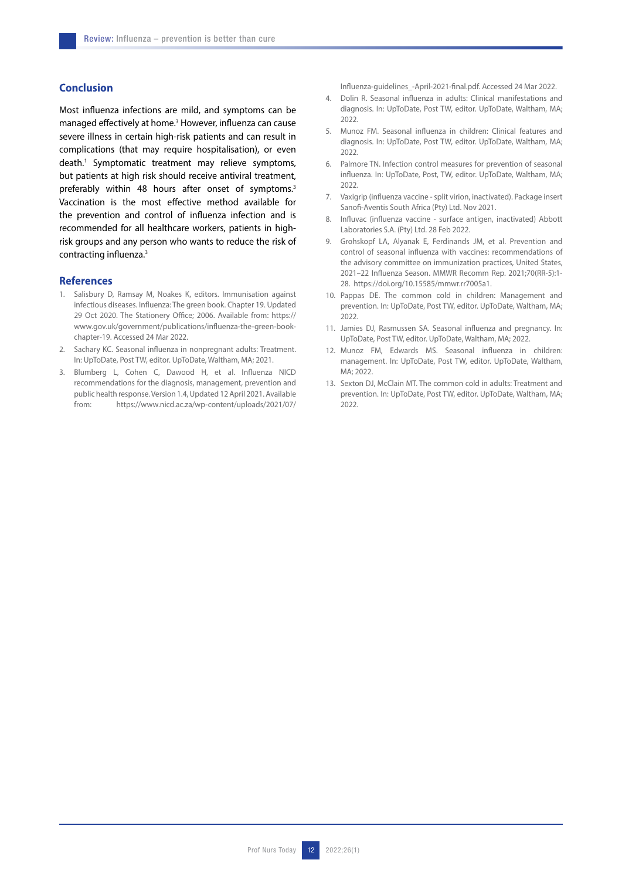## Conclusion

Most influenza infections are mild, and symptoms can be managed effectively at home.[3] However, influenza can cause severe illness in certain high-risk patients and can result in complications (that may require hospitalisation), or even death.[1] Symptomatic treatment may relieve symptoms, but patients at high risk should receive antiviral treatment, preferably within 48 hours after onset of symptoms.[3] Vaccination is the most effective method available for the prevention and control of influenza infection and is recommended for all healthcare workers, patients in high-risk groups and any person who wants to reduce the risk of contracting influenza.[3]

## References

1. Salisbury D, Ramsay M, Noakes K, editors. Immunisation against infectious diseases. Influenza: The green book. Chapter 19. Updated 29 Oct 2020. The Stationery Office; 2006. Available from: https://www.gov.uk/government/publications/influenza-the-green-book-chapter-19. Accessed 24 Mar 2022.
2. Sachary KC. Seasonal influenza in nonpregnant adults: Treatment. In: UpToDate, Post TW, editor. UpToDate, Waltham, MA; 2021.
3. Blumberg L, Cohen C, Dawood H, et al. Influenza NICD recommendations for the diagnosis, management, prevention and public health response. Version 1.4, Updated 12 April 2021. Available from: https://www.nicd.ac.za/wp-content/uploads/2021/07/Influenza-guidelines_-April-2021-final.pdf. Accessed 24 Mar 2022.
4. Dolin R. Seasonal influenza in adults: Clinical manifestations and diagnosis. In: UpToDate, Post TW, editor. UpToDate, Waltham, MA; 2022.
5. Munoz FM. Seasonal influenza in children: Clinical features and diagnosis. In: UpToDate, Post TW, editor. UpToDate, Waltham, MA; 2022.
6. Palmore TN. Infection control measures for prevention of seasonal influenza. In: UpToDate, Post, TW, editor. UpToDate, Waltham, MA; 2022.
7. Vaxigrip (influenza vaccine - split virion, inactivated). Package insert Sanofi-Aventis South Africa (Pty) Ltd. Nov 2021.
8. Influvac (influenza vaccine - surface antigen, inactivated) Abbott Laboratories S.A. (Pty) Ltd. 28 Feb 2022.
9. Grohskopf LA, Alyanak E, Ferdinands JM, et al. Prevention and control of seasonal influenza with vaccines: recommendations of the advisory committee on immunization practices, United States, 2021–22 Influenza Season. MMWR Recomm Rep. 2021;70(RR-5):1-28. https://doi.org/10.15585/mmwr.rr7005a1.
10. Pappas DE. The common cold in children: Management and prevention. In: UpToDate, Post TW, editor. UpToDate, Waltham, MA; 2022.
11. Jamies DJ, Rasmussen SA. Seasonal influenza and pregnancy. In: UpToDate, Post TW, editor. UpToDate, Waltham, MA; 2022.
12. Munoz FM, Edwards MS. Seasonal influenza in children: management. In: UpToDate, Post TW, editor. UpToDate, Waltham, MA; 2022.
13. Sexton DJ, McClain MT. The common cold in adults: Treatment and prevention. In: UpToDate, Post TW, editor. UpToDate, Waltham, MA; 2022.